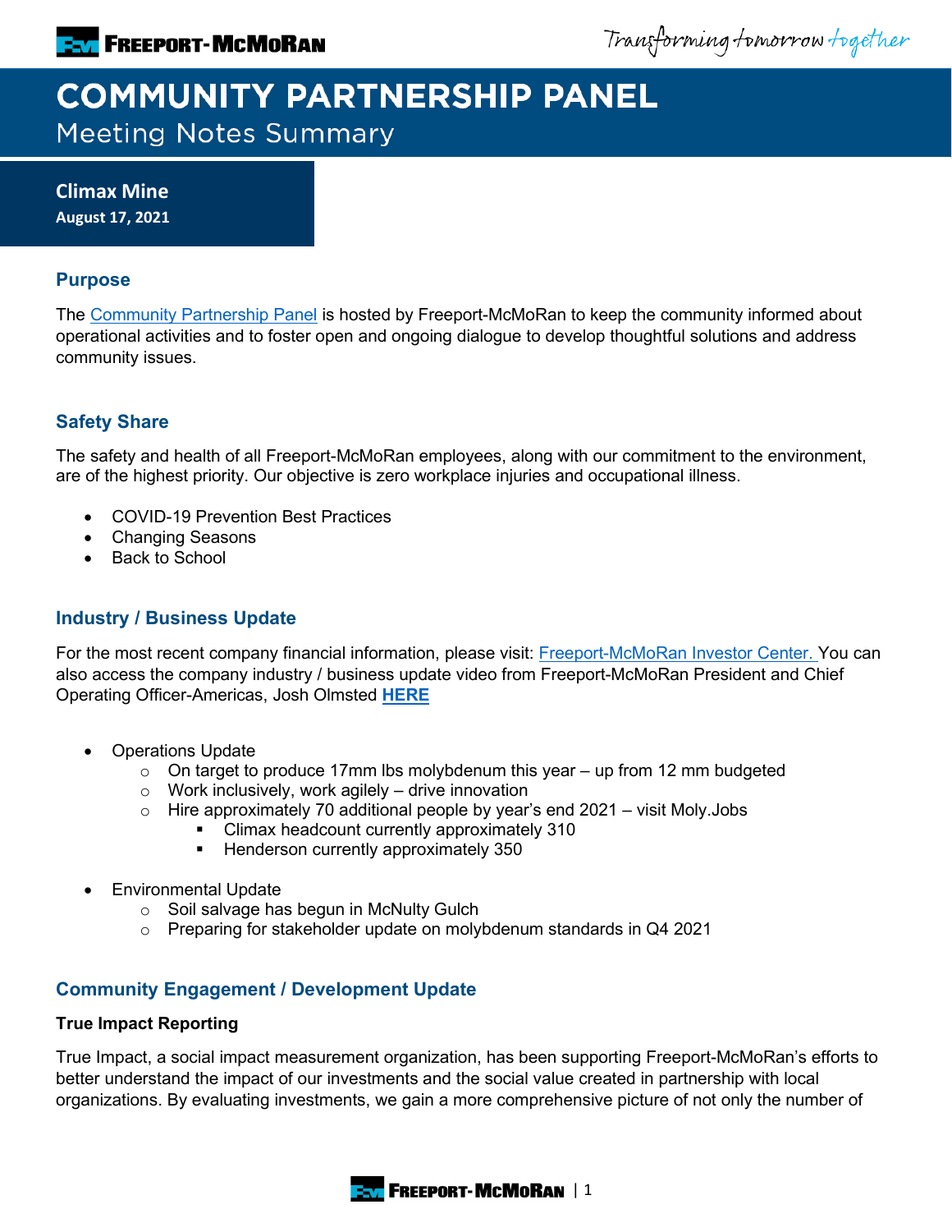# COMMUNITY PARTNERSHIP PANEL

## Meeting Notes Summary

**Climax Mine**
**August 17, 2021**

### Purpose

The Community Partnership Panel is hosted by Freeport-McMoRan to keep the community informed about operational activities and to foster open and ongoing dialogue to develop thoughtful solutions and address community issues.

### Safety Share

The safety and health of all Freeport-McMoRan employees, along with our commitment to the environment, are of the highest priority. Our objective is zero workplace injuries and occupational illness.

- COVID-19 Prevention Best Practices
- Changing Seasons
- Back to School

### Industry / Business Update

For the most recent company financial information, please visit: Freeport-McMoRan Investor Center. You can also access the company industry / business update video from Freeport-McMoRan President and Chief Operating Officer-Americas, Josh Olmsted **HERE**

- Operations Update
  - On target to produce 17mm lbs molybdenum this year – up from 12 mm budgeted
  - Work inclusively, work agilely – drive innovation
  - Hire approximately 70 additional people by year's end 2021 – visit Moly.Jobs
    - Climax headcount currently approximately 310
    - Henderson currently approximately 350

- Environmental Update
  - Soil salvage has begun in McNulty Gulch
  - Preparing for stakeholder update on molybdenum standards in Q4 2021

### Community Engagement / Development Update

**True Impact Reporting**

True Impact, a social impact measurement organization, has been supporting Freeport-McMoRan's efforts to better understand the impact of our investments and the social value created in partnership with local organizations. By evaluating investments, we gain a more comprehensive picture of not only the number of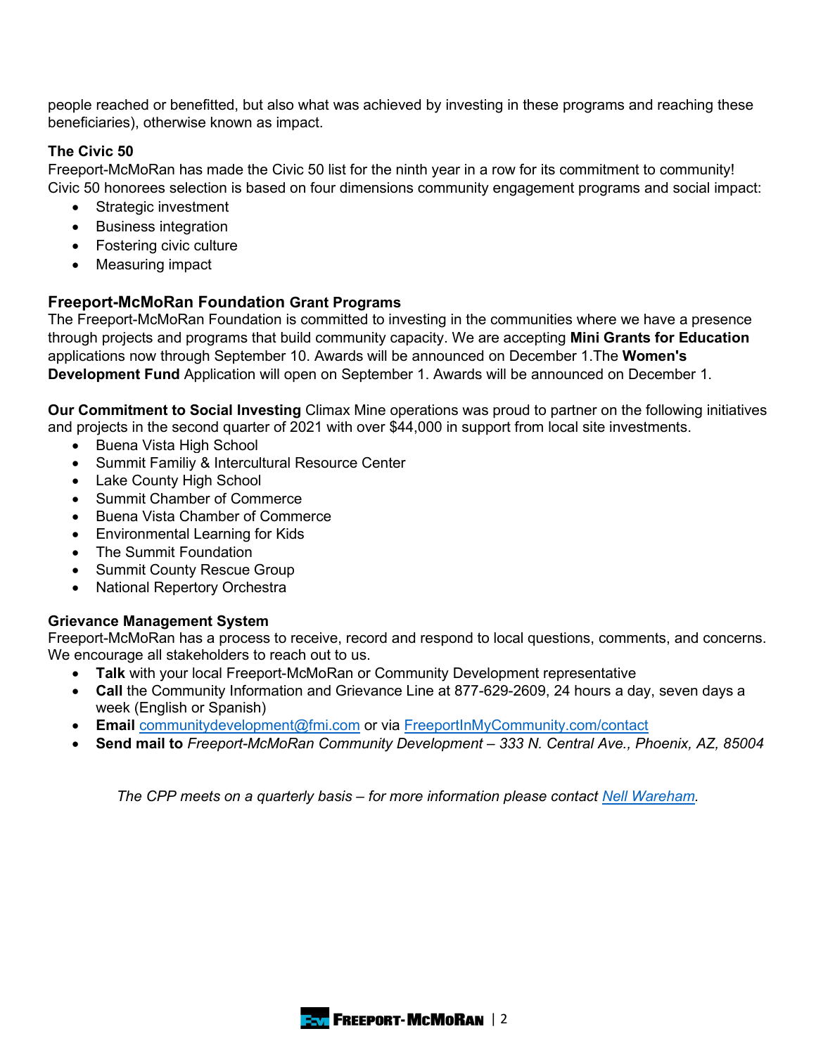people reached or benefitted, but also what was achieved by investing in these programs and reaching these beneficiaries), otherwise known as impact.

**The Civic 50**

Freeport-McMoRan has made the Civic 50 list for the ninth year in a row for its commitment to community! Civic 50 honorees selection is based on four dimensions community engagement programs and social impact:

- Strategic investment
- Business integration
- Fostering civic culture
- Measuring impact

## Freeport-McMoRan Foundation Grant Programs

The Freeport-McMoRan Foundation is committed to investing in the communities where we have a presence through projects and programs that build community capacity. We are accepting **Mini Grants for Education** applications now through September 10. Awards will be announced on December 1.The **Women's Development Fund** Application will open on September 1. Awards will be announced on December 1.

**Our Commitment to Social Investing** Climax Mine operations was proud to partner on the following initiatives and projects in the second quarter of 2021 with over $44,000 in support from local site investments.

- Buena Vista High School
- Summit Familiy & Intercultural Resource Center
- Lake County High School
- Summit Chamber of Commerce
- Buena Vista Chamber of Commerce
- Environmental Learning for Kids
- The Summit Foundation
- Summit County Rescue Group
- National Repertory Orchestra

**Grievance Management System**

Freeport-McMoRan has a process to receive, record and respond to local questions, comments, and concerns. We encourage all stakeholders to reach out to us.

- **Talk** with your local Freeport-McMoRan or Community Development representative
- **Call** the Community Information and Grievance Line at 877-629-2609, 24 hours a day, seven days a week (English or Spanish)
- **Email** communitydevelopment@fmi.com or via FreeportInMyCommunity.com/contact
- **Send mail to** *Freeport-McMoRan Community Development – 333 N. Central Ave., Phoenix, AZ, 85004*

*The CPP meets on a quarterly basis – for more information please contact Nell Wareham.*